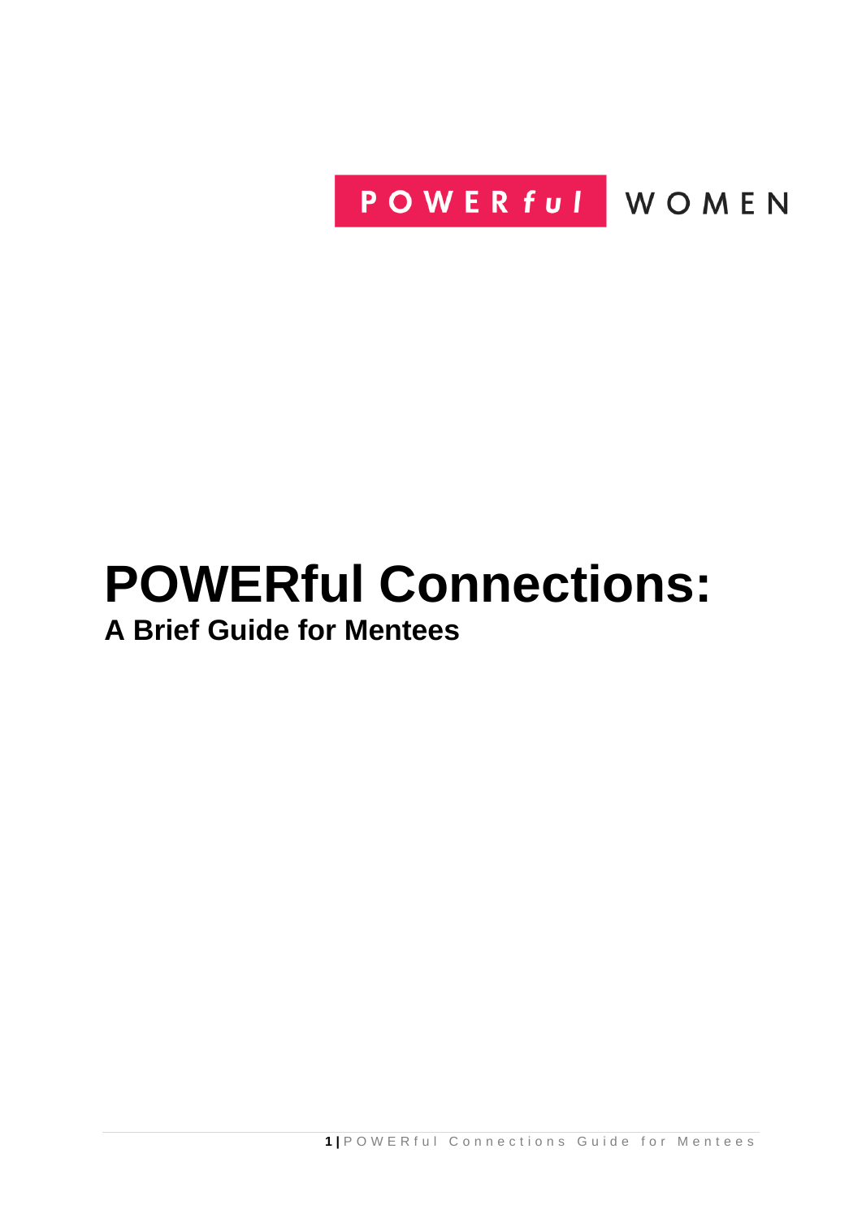POWERful WOMEN

# POWERful Connections:

## A Brief Guide for Mentees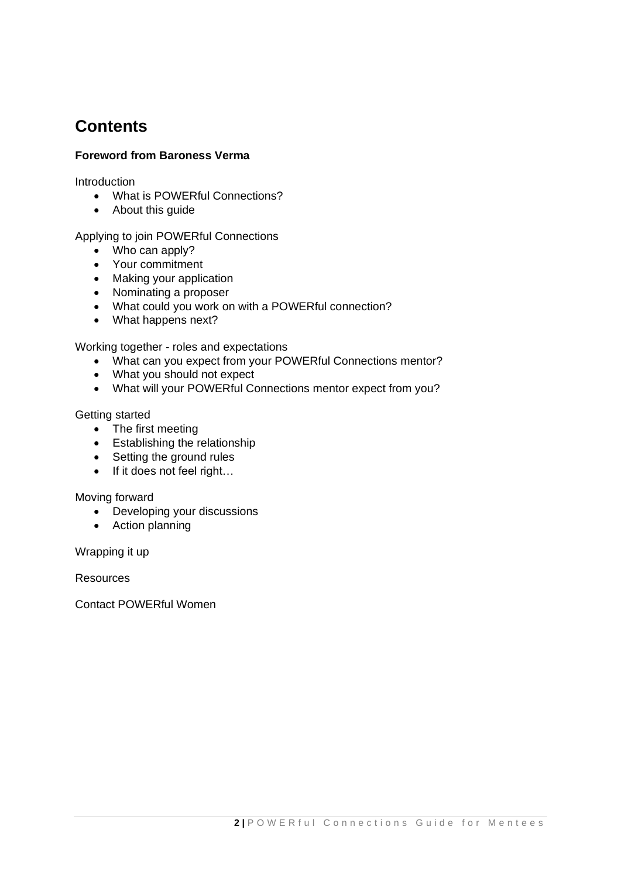# Contents

**Foreword from Baroness Verma**

Introduction

- What is POWERful Connections?
- About this guide

Applying to join POWERful Connections

- Who can apply?
- Your commitment
- Making your application
- Nominating a proposer
- What could you work on with a POWERful connection?
- What happens next?

Working together - roles and expectations

- What can you expect from your POWERful Connections mentor?
- What you should not expect
- What will your POWERful Connections mentor expect from you?

Getting started

- The first meeting
- Establishing the relationship
- Setting the ground rules
- If it does not feel right…

Moving forward

- Developing your discussions
- Action planning

Wrapping it up

Resources

Contact POWERful Women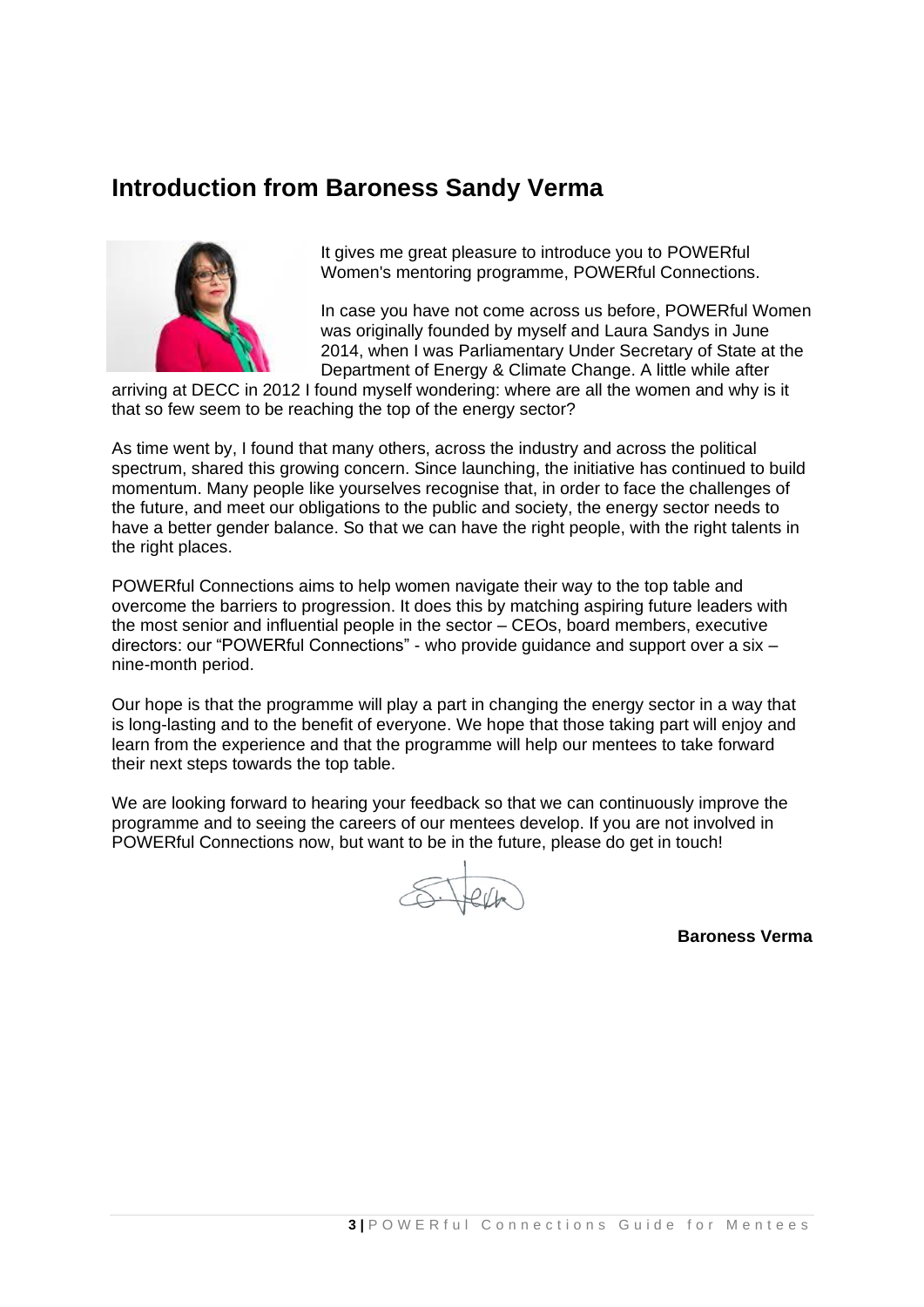## Introduction from Baroness Sandy Verma

It gives me great pleasure to introduce you to POWERful Women's mentoring programme, POWERful Connections.

In case you have not come across us before, POWERful Women was originally founded by myself and Laura Sandys in June 2014, when I was Parliamentary Under Secretary of State at the Department of Energy & Climate Change. A little while after arriving at DECC in 2012 I found myself wondering: where are all the women and why is it that so few seem to be reaching the top of the energy sector?

As time went by, I found that many others, across the industry and across the political spectrum, shared this growing concern. Since launching, the initiative has continued to build momentum. Many people like yourselves recognise that, in order to face the challenges of the future, and meet our obligations to the public and society, the energy sector needs to have a better gender balance. So that we can have the right people, with the right talents in the right places.

POWERful Connections aims to help women navigate their way to the top table and overcome the barriers to progression. It does this by matching aspiring future leaders with the most senior and influential people in the sector – CEOs, board members, executive directors: our "POWERful Connections" - who provide guidance and support over a six – nine-month period.

Our hope is that the programme will play a part in changing the energy sector in a way that is long-lasting and to the benefit of everyone. We hope that those taking part will enjoy and learn from the experience and that the programme will help our mentees to take forward their next steps towards the top table.

We are looking forward to hearing your feedback so that we can continuously improve the programme and to seeing the careers of our mentees develop. If you are not involved in POWERful Connections now, but want to be in the future, please do get in touch!

**Baroness Verma**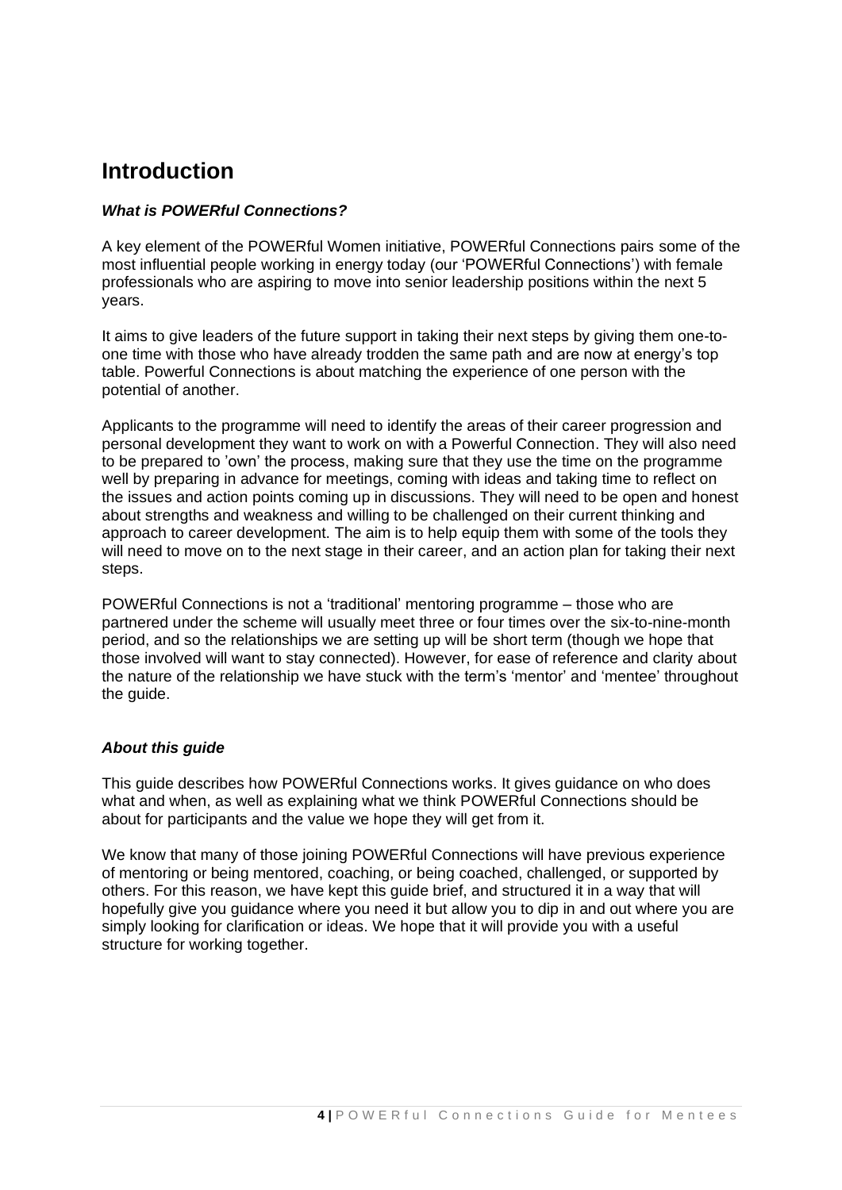# Introduction

### *What is POWERful Connections?*

A key element of the POWERful Women initiative, POWERful Connections pairs some of the most influential people working in energy today (our 'POWERful Connections') with female professionals who are aspiring to move into senior leadership positions within the next 5 years.

It aims to give leaders of the future support in taking their next steps by giving them one-to-one time with those who have already trodden the same path and are now at energy's top table. Powerful Connections is about matching the experience of one person with the potential of another.

Applicants to the programme will need to identify the areas of their career progression and personal development they want to work on with a Powerful Connection. They will also need to be prepared to 'own' the process, making sure that they use the time on the programme well by preparing in advance for meetings, coming with ideas and taking time to reflect on the issues and action points coming up in discussions. They will need to be open and honest about strengths and weakness and willing to be challenged on their current thinking and approach to career development. The aim is to help equip them with some of the tools they will need to move on to the next stage in their career, and an action plan for taking their next steps.

POWERful Connections is not a 'traditional' mentoring programme – those who are partnered under the scheme will usually meet three or four times over the six-to-nine-month period, and so the relationships we are setting up will be short term (though we hope that those involved will want to stay connected). However, for ease of reference and clarity about the nature of the relationship we have stuck with the term's 'mentor' and 'mentee' throughout the guide.

### *About this guide*

This guide describes how POWERful Connections works. It gives guidance on who does what and when, as well as explaining what we think POWERful Connections should be about for participants and the value we hope they will get from it.

We know that many of those joining POWERful Connections will have previous experience of mentoring or being mentored, coaching, or being coached, challenged, or supported by others. For this reason, we have kept this guide brief, and structured it in a way that will hopefully give you guidance where you need it but allow you to dip in and out where you are simply looking for clarification or ideas. We hope that it will provide you with a useful structure for working together.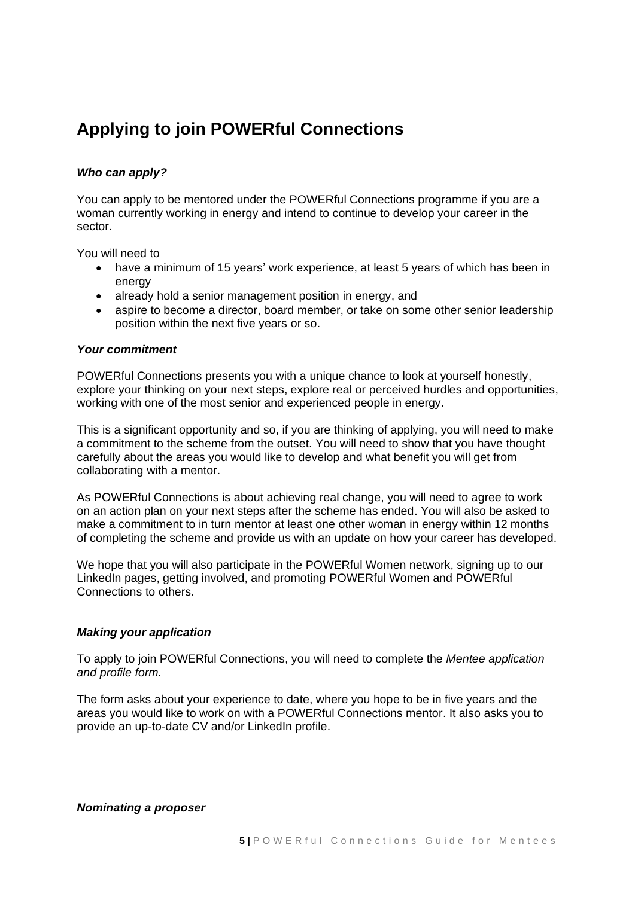# Applying to join POWERful Connections

***Who can apply?***

You can apply to be mentored under the POWERful Connections programme if you are a woman currently working in energy and intend to continue to develop your career in the sector.

You will need to

- have a minimum of 15 years' work experience, at least 5 years of which has been in energy
- already hold a senior management position in energy, and
- aspire to become a director, board member, or take on some other senior leadership position within the next five years or so.

***Your commitment***

POWERful Connections presents you with a unique chance to look at yourself honestly, explore your thinking on your next steps, explore real or perceived hurdles and opportunities, working with one of the most senior and experienced people in energy.

This is a significant opportunity and so, if you are thinking of applying, you will need to make a commitment to the scheme from the outset. You will need to show that you have thought carefully about the areas you would like to develop and what benefit you will get from collaborating with a mentor.

As POWERful Connections is about achieving real change, you will need to agree to work on an action plan on your next steps after the scheme has ended. You will also be asked to make a commitment to in turn mentor at least one other woman in energy within 12 months of completing the scheme and provide us with an update on how your career has developed.

We hope that you will also participate in the POWERful Women network, signing up to our LinkedIn pages, getting involved, and promoting POWERful Women and POWERful Connections to others.

***Making your application***

To apply to join POWERful Connections, you will need to complete the *Mentee application and profile form.*

The form asks about your experience to date, where you hope to be in five years and the areas you would like to work on with a POWERful Connections mentor. It also asks you to provide an up-to-date CV and/or LinkedIn profile.

***Nominating a proposer***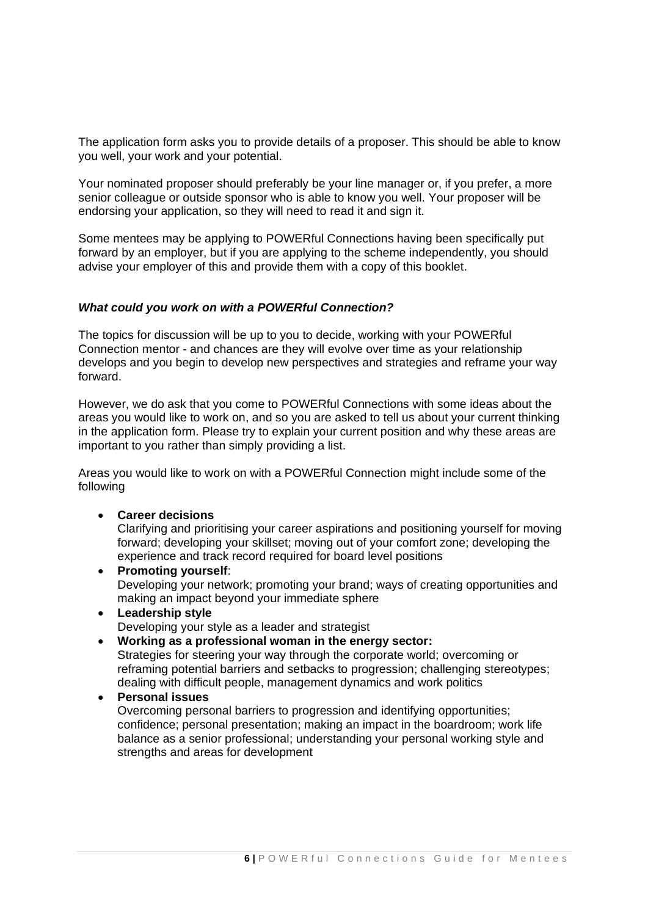The application form asks you to provide details of a proposer. This should be able to know you well, your work and your potential.

Your nominated proposer should preferably be your line manager or, if you prefer, a more senior colleague or outside sponsor who is able to know you well. Your proposer will be endorsing your application, so they will need to read it and sign it.

Some mentees may be applying to POWERful Connections having been specifically put forward by an employer, but if you are applying to the scheme independently, you should advise your employer of this and provide them with a copy of this booklet.

### ***What could you work on with a POWERful Connection?***

The topics for discussion will be up to you to decide, working with your POWERful Connection mentor - and chances are they will evolve over time as your relationship develops and you begin to develop new perspectives and strategies and reframe your way forward.

However, we do ask that you come to POWERful Connections with some ideas about the areas you would like to work on, and so you are asked to tell us about your current thinking in the application form. Please try to explain your current position and why these areas are important to you rather than simply providing a list.

Areas you would like to work on with a POWERful Connection might include some of the following

- **Career decisions**
  Clarifying and prioritising your career aspirations and positioning yourself for moving forward; developing your skillset; moving out of your comfort zone; developing the experience and track record required for board level positions
- **Promoting yourself**:
  Developing your network; promoting your brand; ways of creating opportunities and making an impact beyond your immediate sphere
- **Leadership style**
  Developing your style as a leader and strategist
- **Working as a professional woman in the energy sector:**
  Strategies for steering your way through the corporate world; overcoming or reframing potential barriers and setbacks to progression; challenging stereotypes; dealing with difficult people, management dynamics and work politics
- **Personal issues**
  Overcoming personal barriers to progression and identifying opportunities; confidence; personal presentation; making an impact in the boardroom; work life balance as a senior professional; understanding your personal working style and strengths and areas for development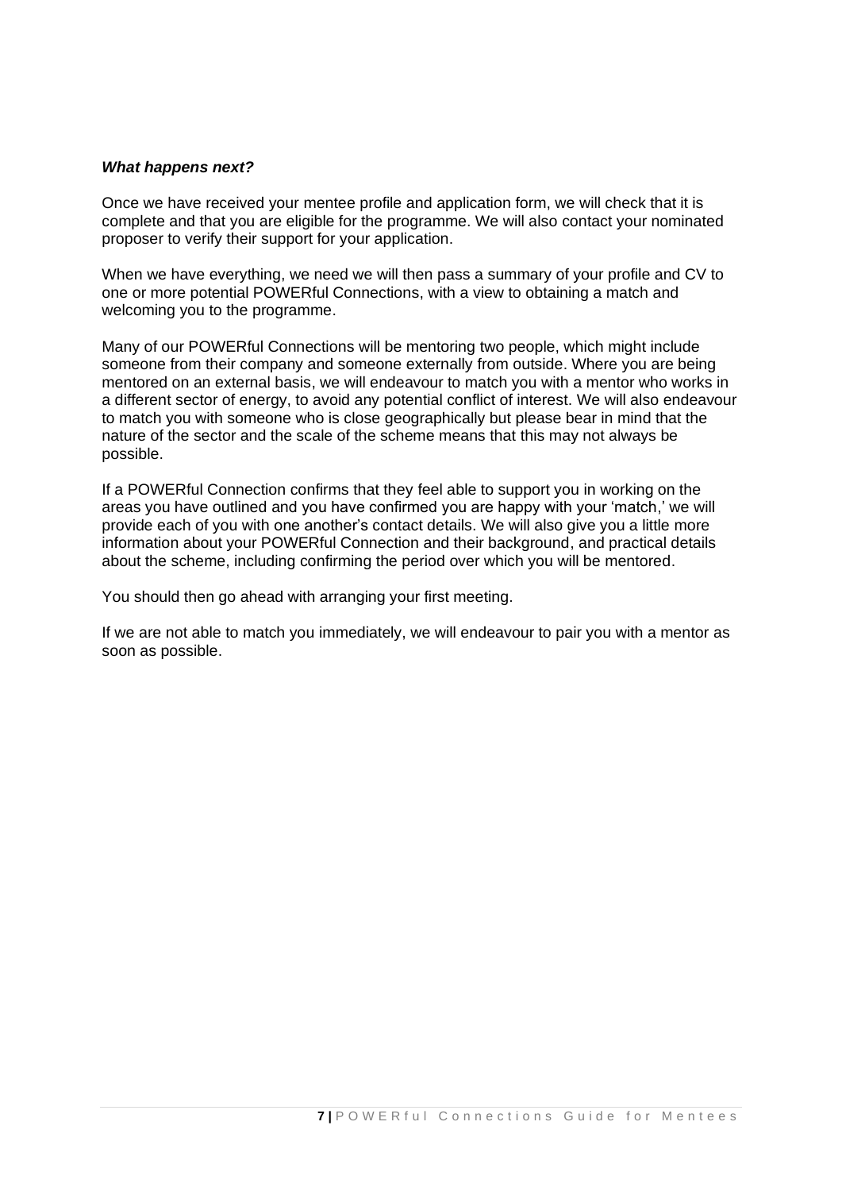***What happens next?***

Once we have received your mentee profile and application form, we will check that it is complete and that you are eligible for the programme. We will also contact your nominated proposer to verify their support for your application.

When we have everything, we need we will then pass a summary of your profile and CV to one or more potential POWERful Connections, with a view to obtaining a match and welcoming you to the programme.

Many of our POWERful Connections will be mentoring two people, which might include someone from their company and someone externally from outside. Where you are being mentored on an external basis, we will endeavour to match you with a mentor who works in a different sector of energy, to avoid any potential conflict of interest. We will also endeavour to match you with someone who is close geographically but please bear in mind that the nature of the sector and the scale of the scheme means that this may not always be possible.

If a POWERful Connection confirms that they feel able to support you in working on the areas you have outlined and you have confirmed you are happy with your 'match,' we will provide each of you with one another's contact details. We will also give you a little more information about your POWERful Connection and their background, and practical details about the scheme, including confirming the period over which you will be mentored.

You should then go ahead with arranging your first meeting.

If we are not able to match you immediately, we will endeavour to pair you with a mentor as soon as possible.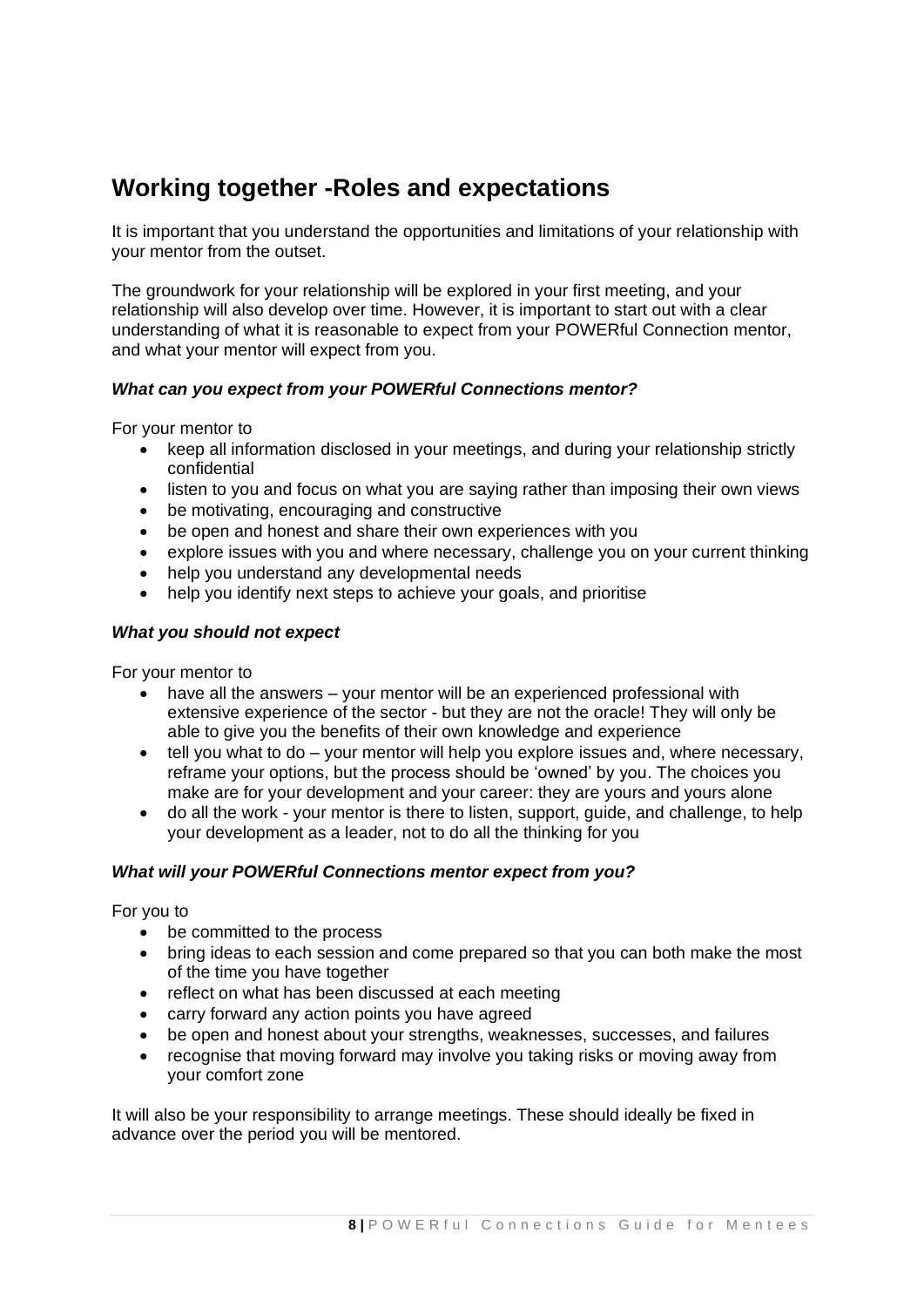## Working together -Roles and expectations

It is important that you understand the opportunities and limitations of your relationship with your mentor from the outset.

The groundwork for your relationship will be explored in your first meeting, and your relationship will also develop over time. However, it is important to start out with a clear understanding of what it is reasonable to expect from your POWERful Connection mentor, and what your mentor will expect from you.

***What can you expect from your POWERful Connections mentor?***

For your mentor to

- keep all information disclosed in your meetings, and during your relationship strictly confidential
- listen to you and focus on what you are saying rather than imposing their own views
- be motivating, encouraging and constructive
- be open and honest and share their own experiences with you
- explore issues with you and where necessary, challenge you on your current thinking
- help you understand any developmental needs
- help you identify next steps to achieve your goals, and prioritise

***What you should not expect***

For your mentor to

- have all the answers – your mentor will be an experienced professional with extensive experience of the sector - but they are not the oracle! They will only be able to give you the benefits of their own knowledge and experience
- tell you what to do – your mentor will help you explore issues and, where necessary, reframe your options, but the process should be 'owned' by you. The choices you make are for your development and your career: they are yours and yours alone
- do all the work - your mentor is there to listen, support, guide, and challenge, to help your development as a leader, not to do all the thinking for you

***What will your POWERful Connections mentor expect from you?***

For you to

- be committed to the process
- bring ideas to each session and come prepared so that you can both make the most of the time you have together
- reflect on what has been discussed at each meeting
- carry forward any action points you have agreed
- be open and honest about your strengths, weaknesses, successes, and failures
- recognise that moving forward may involve you taking risks or moving away from your comfort zone

It will also be your responsibility to arrange meetings. These should ideally be fixed in advance over the period you will be mentored.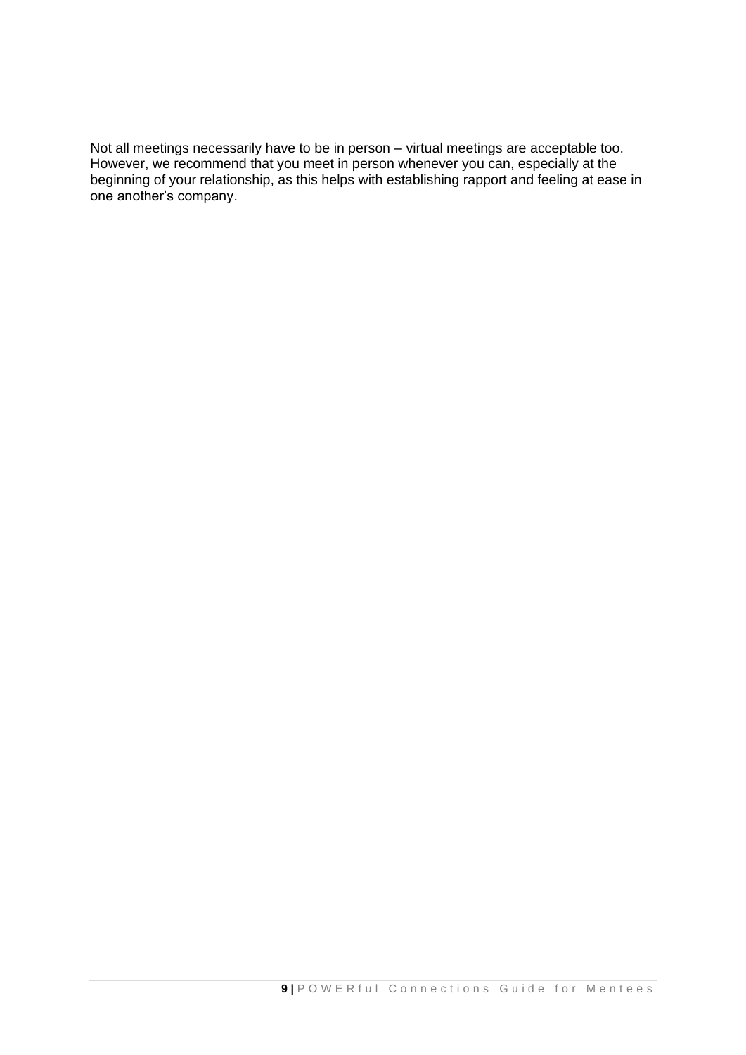Not all meetings necessarily have to be in person – virtual meetings are acceptable too. However, we recommend that you meet in person whenever you can, especially at the beginning of your relationship, as this helps with establishing rapport and feeling at ease in one another's company.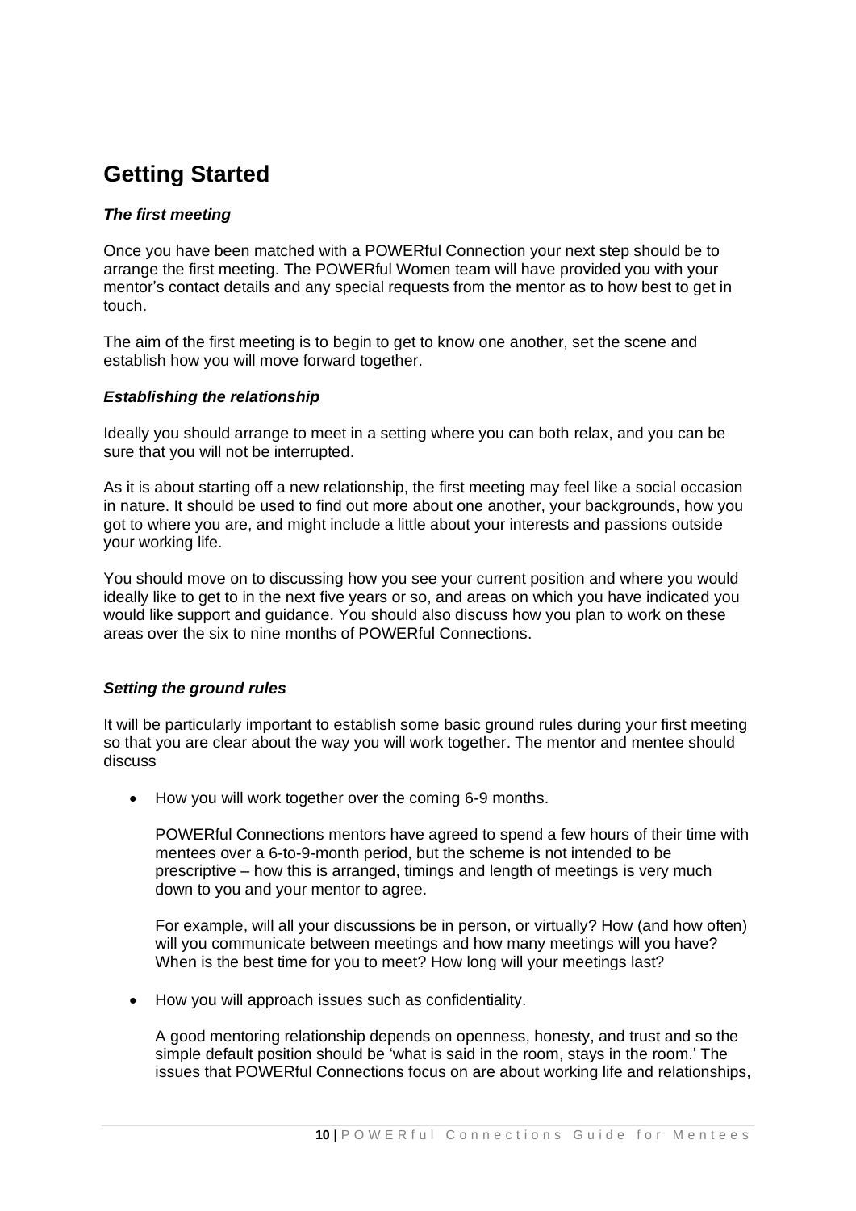# Getting Started

### *The first meeting*

Once you have been matched with a POWERful Connection your next step should be to arrange the first meeting. The POWERful Women team will have provided you with your mentor's contact details and any special requests from the mentor as to how best to get in touch.

The aim of the first meeting is to begin to get to know one another, set the scene and establish how you will move forward together.

### *Establishing the relationship*

Ideally you should arrange to meet in a setting where you can both relax, and you can be sure that you will not be interrupted.

As it is about starting off a new relationship, the first meeting may feel like a social occasion in nature. It should be used to find out more about one another, your backgrounds, how you got to where you are, and might include a little about your interests and passions outside your working life.

You should move on to discussing how you see your current position and where you would ideally like to get to in the next five years or so, and areas on which you have indicated you would like support and guidance. You should also discuss how you plan to work on these areas over the six to nine months of POWERful Connections.

### *Setting the ground rules*

It will be particularly important to establish some basic ground rules during your first meeting so that you are clear about the way you will work together. The mentor and mentee should discuss

- How you will work together over the coming 6-9 months.

  POWERful Connections mentors have agreed to spend a few hours of their time with mentees over a 6-to-9-month period, but the scheme is not intended to be prescriptive – how this is arranged, timings and length of meetings is very much down to you and your mentor to agree.

  For example, will all your discussions be in person, or virtually? How (and how often) will you communicate between meetings and how many meetings will you have? When is the best time for you to meet? How long will your meetings last?

- How you will approach issues such as confidentiality.

  A good mentoring relationship depends on openness, honesty, and trust and so the simple default position should be 'what is said in the room, stays in the room.' The issues that POWERful Connections focus on are about working life and relationships,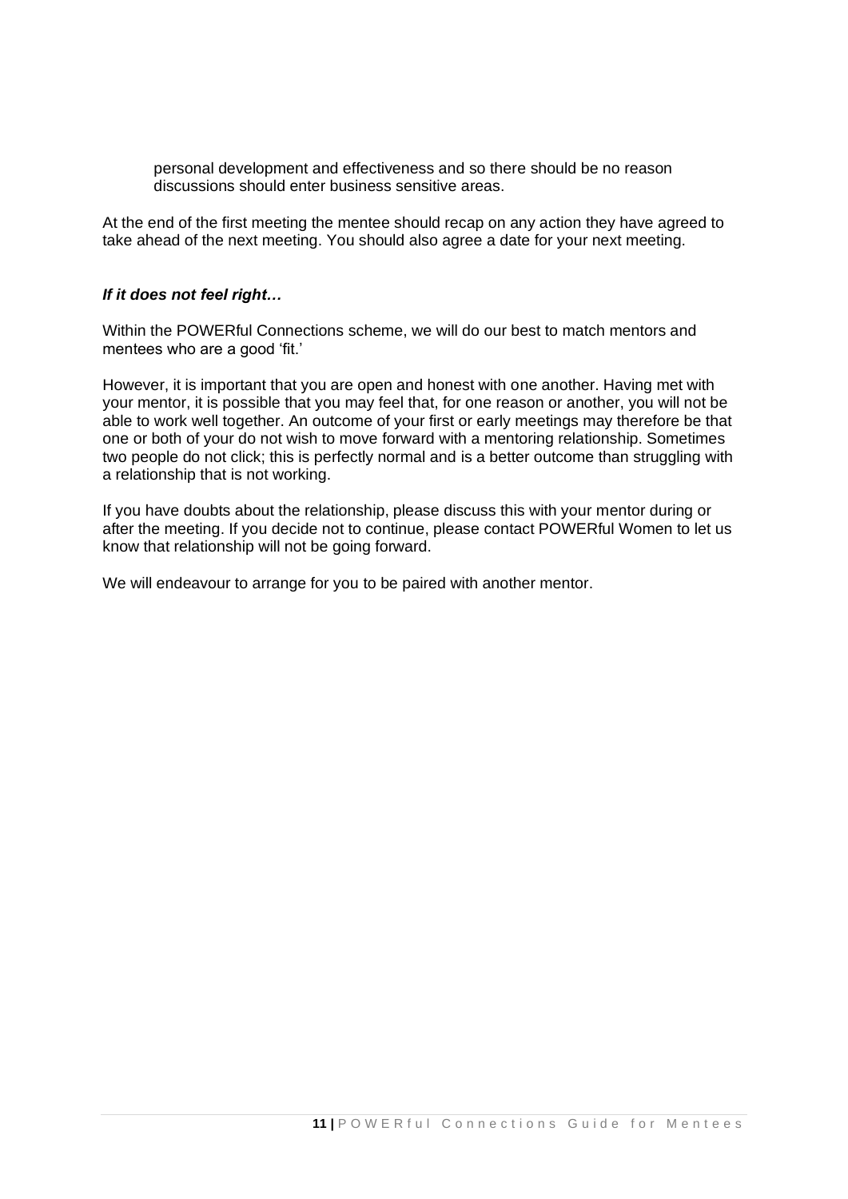personal development and effectiveness and so there should be no reason discussions should enter business sensitive areas.

At the end of the first meeting the mentee should recap on any action they have agreed to take ahead of the next meeting. You should also agree a date for your next meeting.

***If it does not feel right…***

Within the POWERful Connections scheme, we will do our best to match mentors and mentees who are a good 'fit.'

However, it is important that you are open and honest with one another. Having met with your mentor, it is possible that you may feel that, for one reason or another, you will not be able to work well together. An outcome of your first or early meetings may therefore be that one or both of your do not wish to move forward with a mentoring relationship. Sometimes two people do not click; this is perfectly normal and is a better outcome than struggling with a relationship that is not working.

If you have doubts about the relationship, please discuss this with your mentor during or after the meeting. If you decide not to continue, please contact POWERful Women to let us know that relationship will not be going forward.

We will endeavour to arrange for you to be paired with another mentor.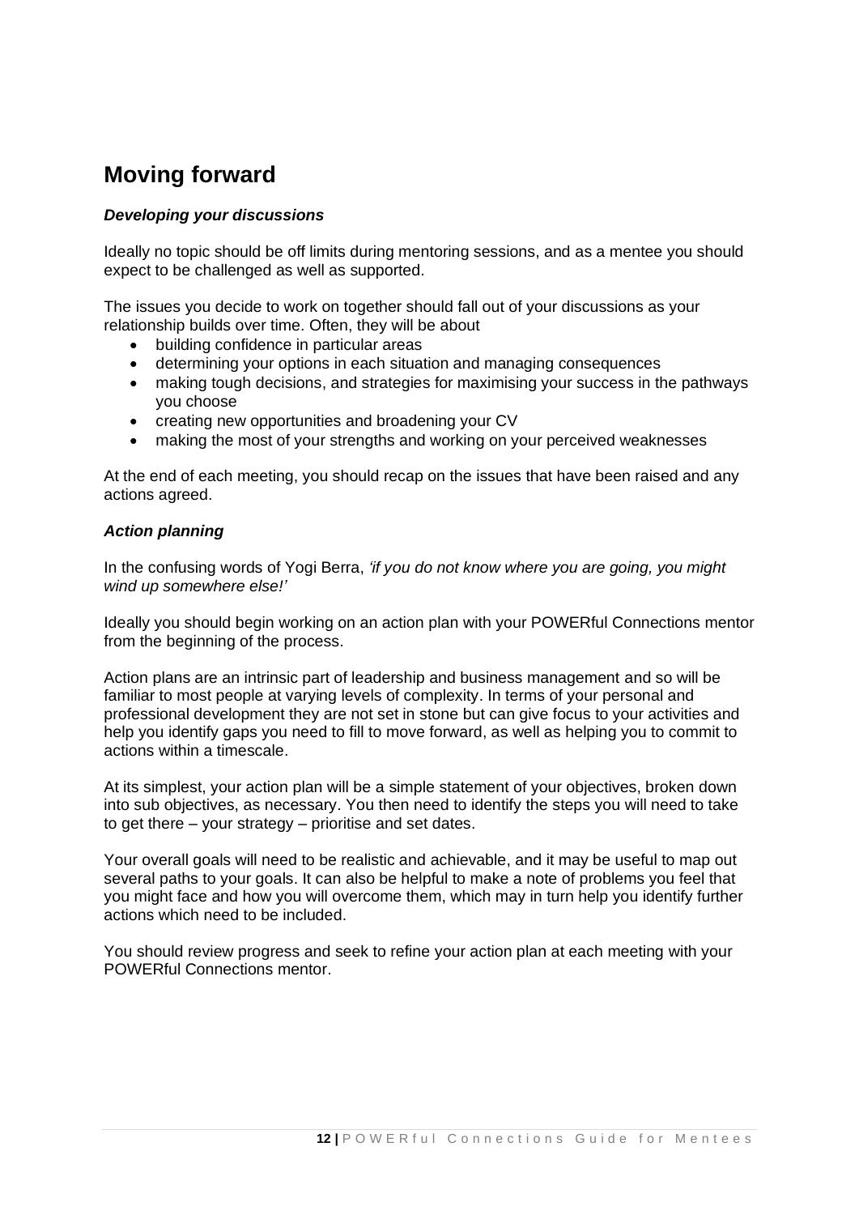## Moving forward

### *Developing your discussions*

Ideally no topic should be off limits during mentoring sessions, and as a mentee you should expect to be challenged as well as supported.

The issues you decide to work on together should fall out of your discussions as your relationship builds over time. Often, they will be about

- building confidence in particular areas
- determining your options in each situation and managing consequences
- making tough decisions, and strategies for maximising your success in the pathways you choose
- creating new opportunities and broadening your CV
- making the most of your strengths and working on your perceived weaknesses

At the end of each meeting, you should recap on the issues that have been raised and any actions agreed.

### *Action planning*

In the confusing words of Yogi Berra, *'if you do not know where you are going, you might wind up somewhere else!'*

Ideally you should begin working on an action plan with your POWERful Connections mentor from the beginning of the process.

Action plans are an intrinsic part of leadership and business management and so will be familiar to most people at varying levels of complexity. In terms of your personal and professional development they are not set in stone but can give focus to your activities and help you identify gaps you need to fill to move forward, as well as helping you to commit to actions within a timescale.

At its simplest, your action plan will be a simple statement of your objectives, broken down into sub objectives, as necessary. You then need to identify the steps you will need to take to get there – your strategy – prioritise and set dates.

Your overall goals will need to be realistic and achievable, and it may be useful to map out several paths to your goals. It can also be helpful to make a note of problems you feel that you might face and how you will overcome them, which may in turn help you identify further actions which need to be included.

You should review progress and seek to refine your action plan at each meeting with your POWERful Connections mentor.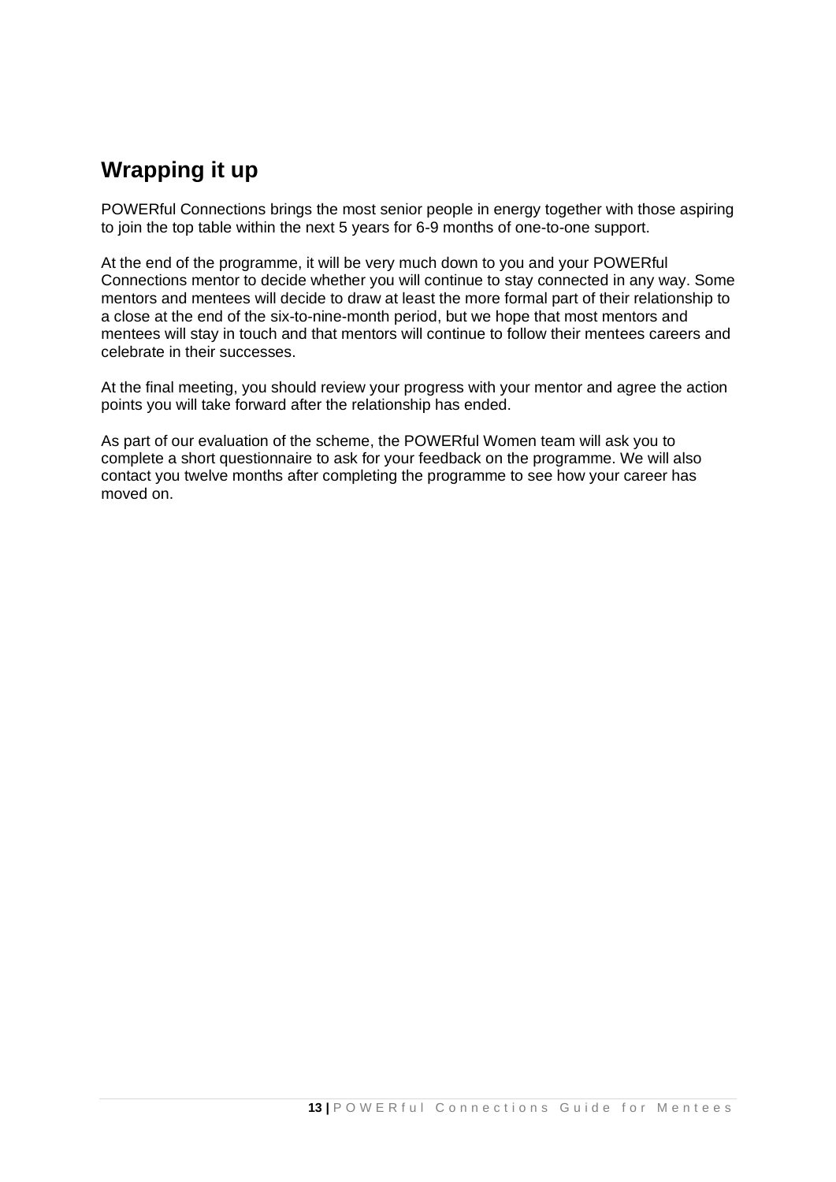## Wrapping it up

POWERful Connections brings the most senior people in energy together with those aspiring to join the top table within the next 5 years for 6-9 months of one-to-one support.

At the end of the programme, it will be very much down to you and your POWERful Connections mentor to decide whether you will continue to stay connected in any way. Some mentors and mentees will decide to draw at least the more formal part of their relationship to a close at the end of the six-to-nine-month period, but we hope that most mentors and mentees will stay in touch and that mentors will continue to follow their mentees careers and celebrate in their successes.

At the final meeting, you should review your progress with your mentor and agree the action points you will take forward after the relationship has ended.

As part of our evaluation of the scheme, the POWERful Women team will ask you to complete a short questionnaire to ask for your feedback on the programme. We will also contact you twelve months after completing the programme to see how your career has moved on.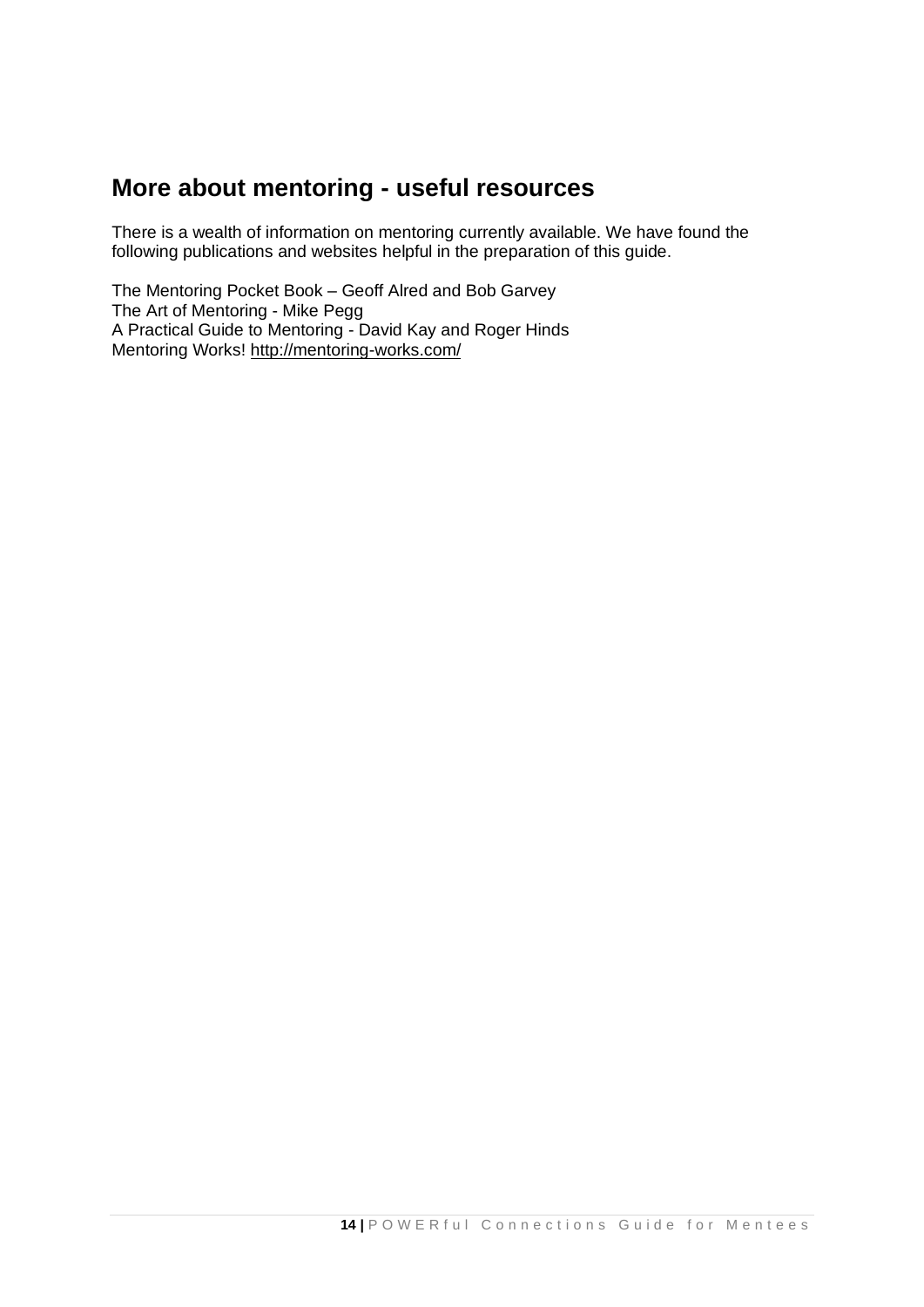## More about mentoring - useful resources

There is a wealth of information on mentoring currently available. We have found the following publications and websites helpful in the preparation of this guide.

The Mentoring Pocket Book – Geoff Alred and Bob Garvey
The Art of Mentoring - Mike Pegg
A Practical Guide to Mentoring - David Kay and Roger Hinds
Mentoring Works! http://mentoring-works.com/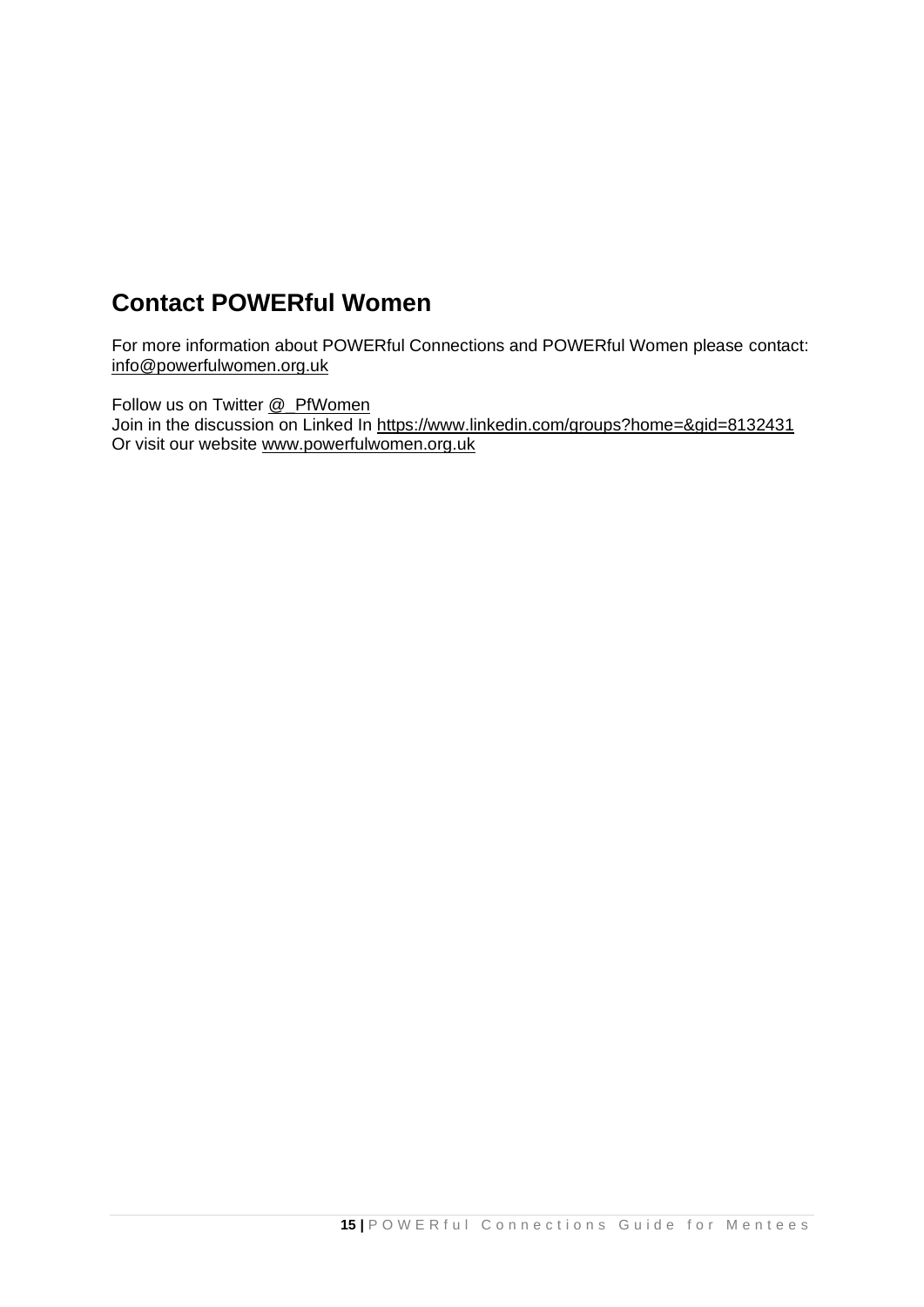## Contact POWERful Women

For more information about POWERful Connections and POWERful Women please contact: info@powerfulwomen.org.uk

Follow us on Twitter @_PfWomen
Join in the discussion on Linked In https://www.linkedin.com/groups?home=&gid=8132431
Or visit our website www.powerfulwomen.org.uk